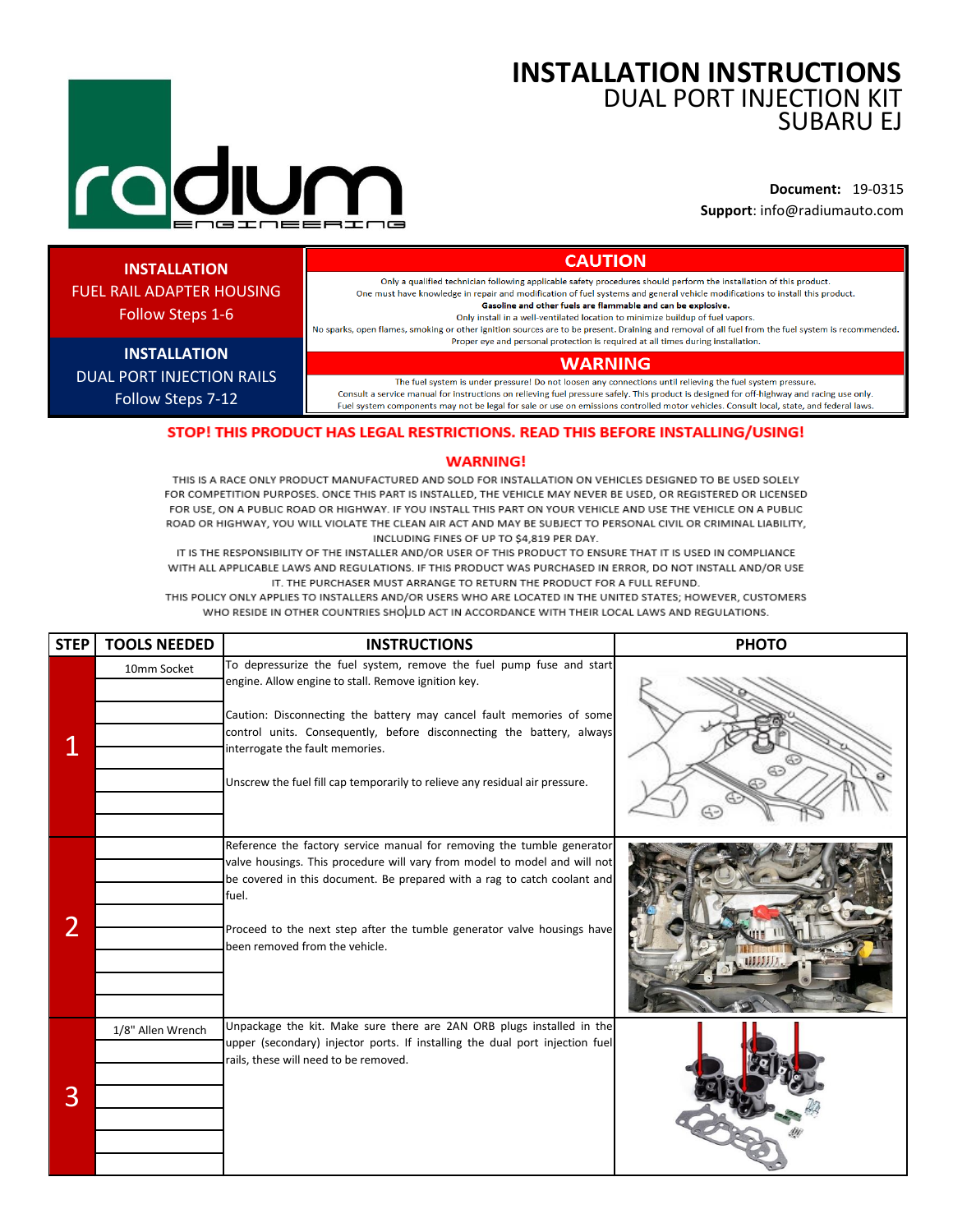# INSTALLATION INSTRUCTIONS
## DUAL PORT INJECTION KIT
## SUBARU EJ

**Document:** 19-0315
**Support**: info@radiumauto.com

**INSTALLATION**
FUEL RAIL ADAPTER HOUSING
Follow Steps 1-6

**INSTALLATION**
DUAL PORT INJECTION RAILS
Follow Steps 7-12

## CAUTION

Only a qualified technician following applicable safety procedures should perform the installation of this product.
One must have knowledge in repair and modification of fuel systems and general vehicle modifications to install this product.
**Gasoline and other fuels are flammable and can be explosive.**
Only install in a well-ventilated location to minimize buildup of fuel vapors.
No sparks, open flames, smoking or other ignition sources are to be present. Draining and removal of all fuel from the fuel system is recommended.
Proper eye and personal protection is required at all times during installation.

## WARNING

The fuel system is under pressure! Do not loosen any connections until relieving the fuel system pressure.
Consult a service manual for instructions on relieving fuel pressure safely. This product is designed for off-highway and racing use only.
Fuel system components may not be legal for sale or use on emissions controlled motor vehicles. Consult local, state, and federal laws.

**STOP! THIS PRODUCT HAS LEGAL RESTRICTIONS. READ THIS BEFORE INSTALLING/USING!**

**WARNING!**

THIS IS A RACE ONLY PRODUCT MANUFACTURED AND SOLD FOR INSTALLATION ON VEHICLES DESIGNED TO BE USED SOLELY FOR COMPETITION PURPOSES. ONCE THIS PART IS INSTALLED, THE VEHICLE MAY NEVER BE USED, OR REGISTERED OR LICENSED FOR USE, ON A PUBLIC ROAD OR HIGHWAY. IF YOU INSTALL THIS PART ON YOUR VEHICLE AND USE THE VEHICLE ON A PUBLIC ROAD OR HIGHWAY, YOU WILL VIOLATE THE CLEAN AIR ACT AND MAY BE SUBJECT TO PERSONAL CIVIL OR CRIMINAL LIABILITY, INCLUDING FINES OF UP TO $4,819 PER DAY.
IT IS THE RESPONSIBILITY OF THE INSTALLER AND/OR USER OF THIS PRODUCT TO ENSURE THAT IT IS USED IN COMPLIANCE WITH ALL APPLICABLE LAWS AND REGULATIONS. IF THIS PRODUCT WAS PURCHASED IN ERROR, DO NOT INSTALL AND/OR USE IT. THE PURCHASER MUST ARRANGE TO RETURN THE PRODUCT FOR A FULL REFUND.
THIS POLICY ONLY APPLIES TO INSTALLERS AND/OR USERS WHO ARE LOCATED IN THE UNITED STATES; HOWEVER, CUSTOMERS WHO RESIDE IN OTHER COUNTRIES SHOULD ACT IN ACCORDANCE WITH THEIR LOCAL LAWS AND REGULATIONS.

| STEP | TOOLS NEEDED | INSTRUCTIONS | PHOTO |
|---|---|---|---|
| 1 | 10mm Socket | To depressurize the fuel system, remove the fuel pump fuse and start engine. Allow engine to stall. Remove ignition key.<br><br>Caution: Disconnecting the battery may cancel fault memories of some control units. Consequently, before disconnecting the battery, always interrogate the fault memories.<br><br>Unscrew the fuel fill cap temporarily to relieve any residual air pressure. | |
| 2 | | Reference the factory service manual for removing the tumble generator valve housings. This procedure will vary from model to model and will not be covered in this document. Be prepared with a rag to catch coolant and fuel.<br><br>Proceed to the next step after the tumble generator valve housings have been removed from the vehicle. | |
| 3 | 1/8" Allen Wrench | Unpackage the kit. Make sure there are 2AN ORB plugs installed in the upper (secondary) injector ports. If installing the dual port injection fuel rails, these will need to be removed. | |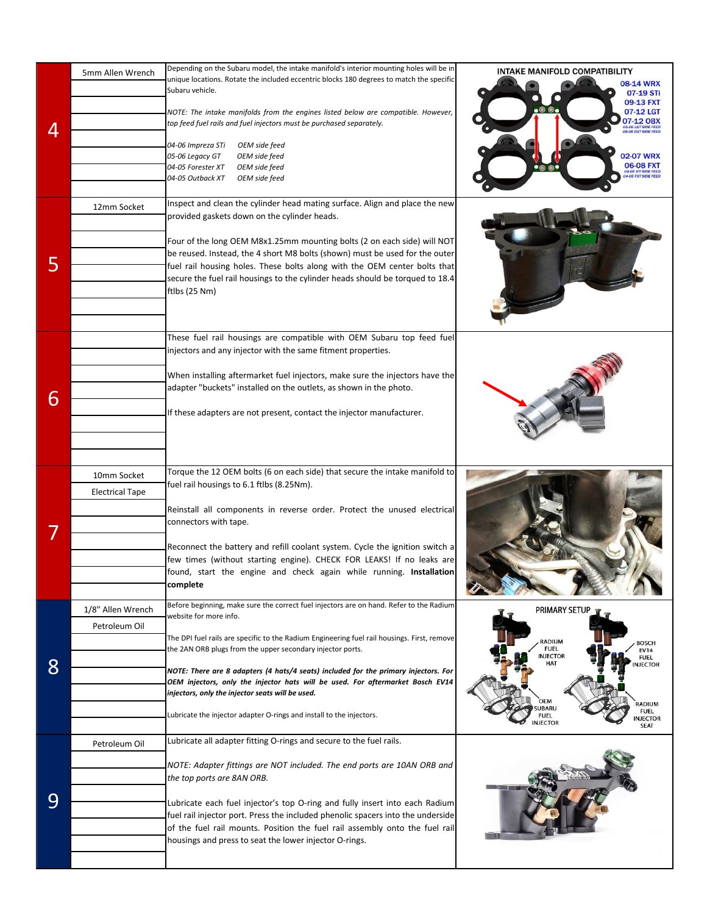| Step | Tools | Instructions |
|---|---|---|
| 4 | 5mm Allen Wrench | Depending on the Subaru model, the intake manifold's interior mounting holes will be in unique locations. Rotate the included eccentric blocks 180 degrees to match the specific Subaru vehicle.<br><br>*NOTE: The intake manifolds from the engines listed below are compatible. However, top feed fuel rails and fuel injectors must be purchased separately.*<br><br>*04-06 Impreza STi OEM side feed*<br>*05-06 Legacy GT OEM side feed*<br>*04-05 Forester XT OEM side feed*<br>*04-05 Outback XT OEM side feed* |
| 5 | 12mm Socket | Inspect and clean the cylinder head mating surface. Align and place the new provided gaskets down on the cylinder heads.<br><br>Four of the long OEM M8x1.25mm mounting bolts (2 on each side) will NOT be reused. Instead, the 4 short M8 bolts (shown) must be used for the outer fuel rail housing holes. These bolts along with the OEM center bolts that secure the fuel rail housings to the cylinder heads should be torqued to 18.4 ftlbs (25 Nm) |
| 6 | | These fuel rail housings are compatible with OEM Subaru top feed fuel injectors and any injector with the same fitment properties.<br><br>When installing aftermarket fuel injectors, make sure the injectors have the adapter "buckets" installed on the outlets, as shown in the photo.<br><br>If these adapters are not present, contact the injector manufacturer. |
| 7 | 10mm Socket<br>Electrical Tape | Torque the 12 OEM bolts (6 on each side) that secure the intake manifold to fuel rail housings to 6.1 ftlbs (8.25Nm).<br><br>Reinstall all components in reverse order. Protect the unused electrical connectors with tape.<br><br>Reconnect the battery and refill coolant system. Cycle the ignition switch a few times (without starting engine). CHECK FOR LEAKS! If no leaks are found, start the engine and check again while running. **Installation complete** |
| 8 | 1/8" Allen Wrench<br>Petroleum Oil | Before beginning, make sure the correct fuel injectors are on hand. Refer to the Radium website for more info.<br><br>The DPI fuel rails are specific to the Radium Engineering fuel rail housings. First, remove the 2AN ORB plugs from the upper secondary injector ports.<br><br>***NOTE: There are 8 adapters (4 hats/4 seats) included for the primary injectors. For OEM injectors, only the injector hats will be used. For aftermarket Bosch EV14 injectors, only the injector seats will be used.***<br><br>Lubricate the injector adapter O-rings and install to the injectors. |
| 9 | Petroleum Oil | Lubricate all adapter fitting O-rings and secure to the fuel rails.<br><br>*NOTE: Adapter fittings are NOT included. The end ports are 10AN ORB and the top ports are 8AN ORB.*<br><br>Lubricate each fuel injector's top O-ring and fully insert into each Radium fuel rail injector port. Press the included phenolic spacers into the underside of the fuel rail mounts. Position the fuel rail assembly onto the fuel rail housings and press to seat the lower injector O-rings. |

INTAKE MANIFOLD COMPATIBILITY

08-14 WRX
07-19 STi
09-13 FXT
07-12 LGT
07-12 OBX
05-06 LGT SIDE FEED
05-06 OXT SIDE FEED

02-07 WRX
06-08 FXT
04-06 STI SIDE FEED
04-05 FXT SIDE FEED

PRIMARY SETUP

RADIUM FUEL INJECTOR HAT
BOSCH EV14 FUEL INJECTOR
OEM SUBARU FUEL INJECTOR
RADIUM FUEL INJECTOR SEAT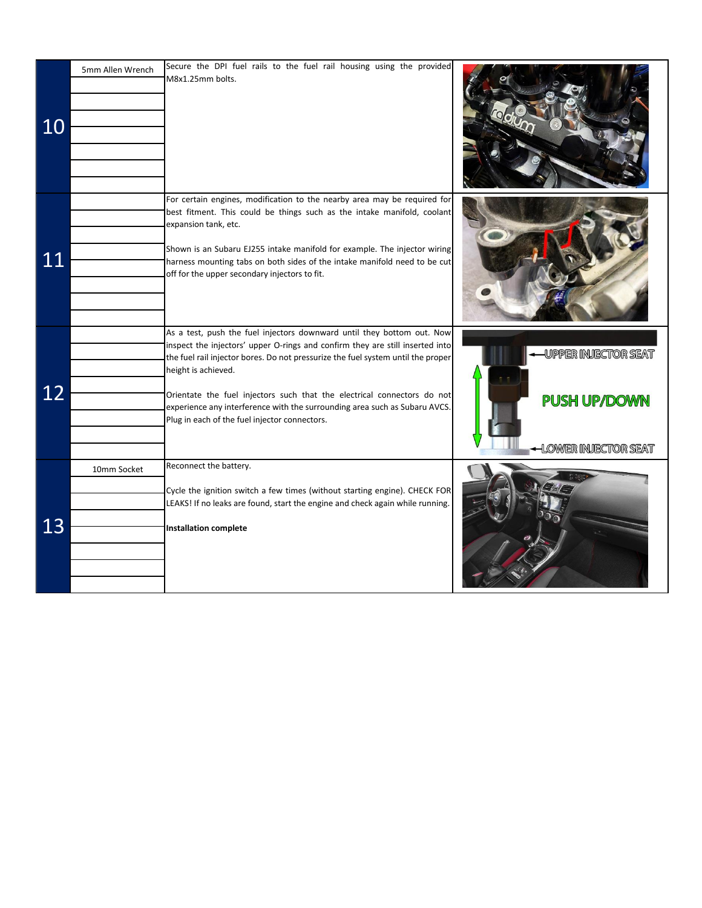| | | | |
|---|---|---|---|
| 10 | 5mm Allen Wrench | Secure the DPI fuel rails to the fuel rail housing using the provided M8x1.25mm bolts. | |
| 11 | | For certain engines, modification to the nearby area may be required for best fitment. This could be things such as the intake manifold, coolant expansion tank, etc.<br><br>Shown is an Subaru EJ255 intake manifold for example. The injector wiring harness mounting tabs on both sides of the intake manifold need to be cut off for the upper secondary injectors to fit. | |
| 12 | | As a test, push the fuel injectors downward until they bottom out. Now inspect the injectors' upper O-rings and confirm they are still inserted into the fuel rail injector bores. Do not pressurize the fuel system until the proper height is achieved.<br><br>Orientate the fuel injectors such that the electrical connectors do not experience any interference with the surrounding area such as Subaru AVCS. Plug in each of the fuel injector connectors. | UPPER INJECTOR SEAT<br>PUSH UP/DOWN<br>LOWER INJECTOR SEAT |
| 13 | 10mm Socket | Reconnect the battery.<br><br>Cycle the ignition switch a few times (without starting engine). CHECK FOR LEAKS! If no leaks are found, start the engine and check again while running.<br><br>**Installation complete** | |